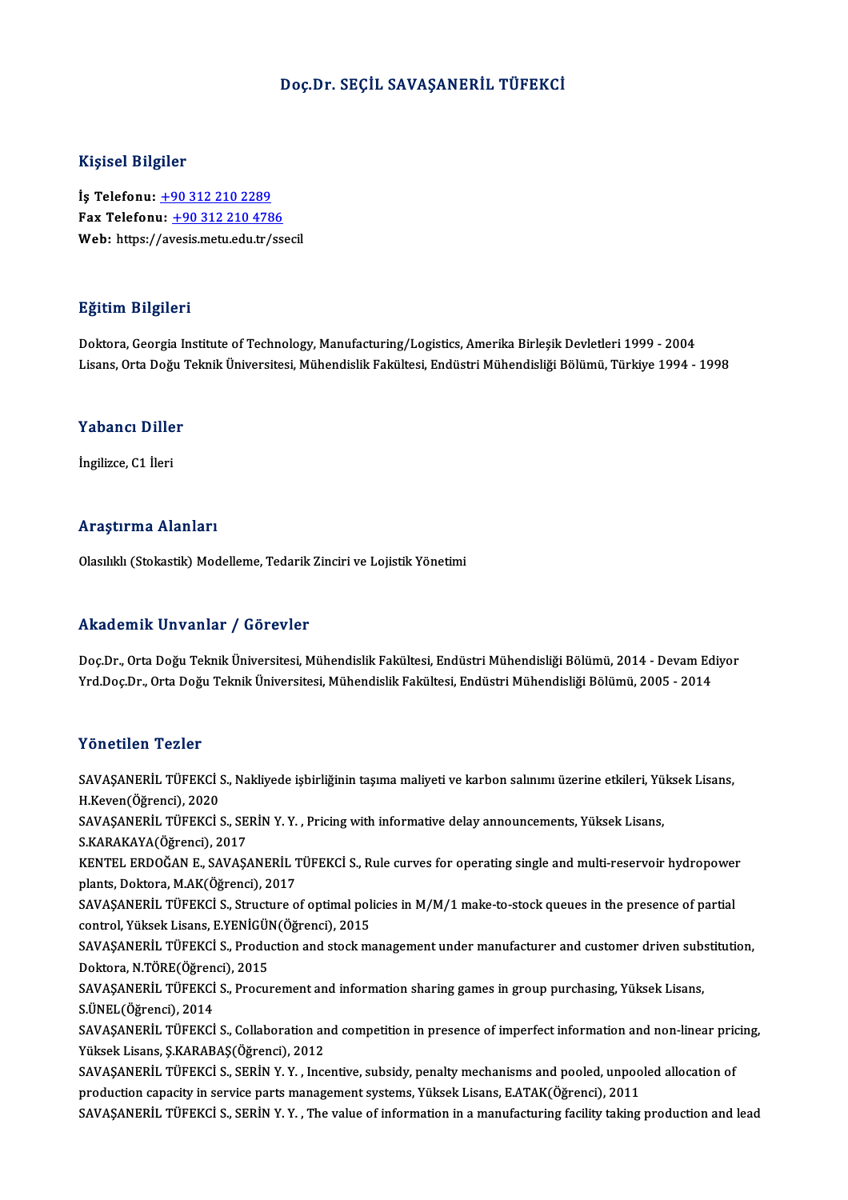# Doç.Dr. SEÇİL SAVAŞANERİL TÜFEKCİ

## Kişisel Bilgiler

**İş Telefonu:** +90 312 210 2289
**Fax Telefonu:** +90 312 210 4786
**Web:** https://avesis.metu.edu.tr/ssecil

## Eğitim Bilgileri

Doktora, Georgia Institute of Technology, Manufacturing/Logistics, Amerika Birleşik Devletleri 1999 - 2004
Lisans, Orta Doğu Teknik Üniversitesi, Mühendislik Fakültesi, Endüstri Mühendisliği Bölümü, Türkiye 1994 - 1998

## Yabancı Diller

İngilizce, C1 İleri

## Araştırma Alanları

Olasılıklı (Stokastik) Modelleme, Tedarik Zinciri ve Lojistik Yönetimi

## Akademik Unvanlar / Görevler

Doç.Dr., Orta Doğu Teknik Üniversitesi, Mühendislik Fakültesi, Endüstri Mühendisliği Bölümü, 2014 - Devam Ediyor
Yrd.Doç.Dr., Orta Doğu Teknik Üniversitesi, Mühendislik Fakültesi, Endüstri Mühendisliği Bölümü, 2005 - 2014

## Yönetilen Tezler

SAVAŞANERİL TÜFEKCİ S., Nakliyede işbirliğinin taşıma maliyeti ve karbon salınımı üzerine etkileri, Yüksek Lisans, H.Keven(Öğrenci), 2020

SAVAŞANERİL TÜFEKCİ S., SERİN Y. Y. , Pricing with informative delay announcements, Yüksek Lisans, S.KARAKAYA(Öğrenci), 2017

KENTEL ERDOĞAN E., SAVAŞANERİL TÜFEKCİ S., Rule curves for operating single and multi-reservoir hydropower plants, Doktora, M.AK(Öğrenci), 2017

SAVAŞANERİL TÜFEKCİ S., Structure of optimal policies in M/M/1 make-to-stock queues in the presence of partial control, Yüksek Lisans, E.YENİGÜN(Öğrenci), 2015

SAVAŞANERİL TÜFEKCİ S., Production and stock management under manufacturer and customer driven substitution, Doktora, N.TÖRE(Öğrenci), 2015

SAVAŞANERİL TÜFEKCİ S., Procurement and information sharing games in group purchasing, Yüksek Lisans, S.ÜNEL(Öğrenci), 2014

SAVAŞANERİL TÜFEKCİ S., Collaboration and competition in presence of imperfect information and non-linear pricing, Yüksek Lisans, Ş.KARABAŞ(Öğrenci), 2012

SAVAŞANERİL TÜFEKCİ S., SERİN Y. Y. , Incentive, subsidy, penalty mechanisms and pooled, unpooled allocation of production capacity in service parts management systems, Yüksek Lisans, E.ATAK(Öğrenci), 2011

SAVAŞANERİL TÜFEKCİ S., SERİN Y. Y. , The value of information in a manufacturing facility taking production and lead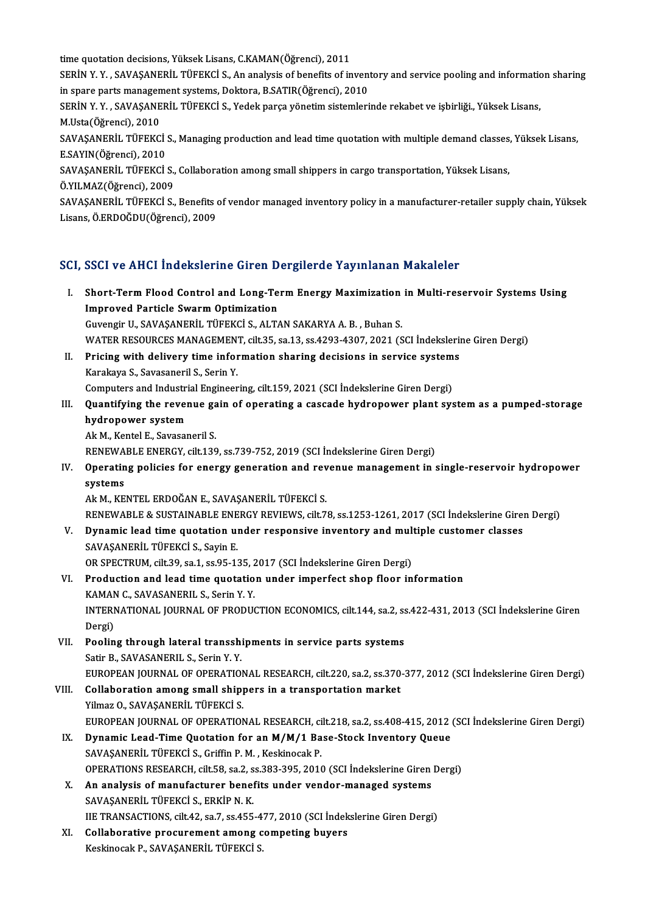time quotation decisions, Yüksek Lisans, C.KAMAN(Öğrenci), 2011

SERİN Y. Y. , SAVAŞANERİL TÜFEKCİ S., An analysis of benefits of inventory and service pooling and information sharing in spare parts management systems, Doktora, B.SATIR(Öğrenci), 2010

SERİN Y. Y. , SAVAŞANERİL TÜFEKCİ S., Yedek parça yönetim sistemlerinde rekabet ve işbirliği., Yüksek Lisans, M.Usta(Öğrenci), 2010

SAVAŞANERİL TÜFEKCİ S., Managing production and lead time quotation with multiple demand classes, Yüksek Lisans, E.SAYIN(Öğrenci), 2010

SAVAŞANERİL TÜFEKCİ S., Collaboration among small shippers in cargo transportation, Yüksek Lisans, Ö.YILMAZ(Öğrenci), 2009

SAVAŞANERİL TÜFEKCİ S., Benefits of vendor managed inventory policy in a manufacturer-retailer supply chain, Yüksek Lisans, Ö.ERDOĞDU(Öğrenci), 2009

## SCI, SSCI ve AHCI İndekslerine Giren Dergilerde Yayınlanan Makaleler

I. **Short-Term Flood Control and Long-Term Energy Maximization in Multi-reservoir Systems Using Improved Particle Swarm Optimization**
   Guvengir U., SAVAŞANERİL TÜFEKCİ S., ALTAN SAKARYA A. B. , Buhan S.
   WATER RESOURCES MANAGEMENT, cilt.35, sa.13, ss.4293-4307, 2021 (SCI İndekslerine Giren Dergi)

II. **Pricing with delivery time information sharing decisions in service systems**
   Karakaya S., Savasaneril S., Serin Y.
   Computers and Industrial Engineering, cilt.159, 2021 (SCI İndekslerine Giren Dergi)

III. **Quantifying the revenue gain of operating a cascade hydropower plant system as a pumped-storage hydropower system**
   Ak M., Kentel E., Savasaneril S.
   RENEWABLE ENERGY, cilt.139, ss.739-752, 2019 (SCI İndekslerine Giren Dergi)

IV. **Operating policies for energy generation and revenue management in single-reservoir hydropower systems**
   Ak M., KENTEL ERDOĞAN E., SAVAŞANERİL TÜFEKCİ S.
   RENEWABLE & SUSTAINABLE ENERGY REVIEWS, cilt.78, ss.1253-1261, 2017 (SCI İndekslerine Giren Dergi)

V. **Dynamic lead time quotation under responsive inventory and multiple customer classes**
   SAVAŞANERİL TÜFEKCİ S., Sayin E.
   OR SPECTRUM, cilt.39, sa.1, ss.95-135, 2017 (SCI İndekslerine Giren Dergi)

VI. **Production and lead time quotation under imperfect shop floor information**
   KAMAN C., SAVASANERIL S., Serin Y. Y.
   INTERNATIONAL JOURNAL OF PRODUCTION ECONOMICS, cilt.144, sa.2, ss.422-431, 2013 (SCI İndekslerine Giren Dergi)

VII. **Pooling through lateral transshipments in service parts systems**
   Satir B., SAVASANERIL S., Serin Y. Y.
   EUROPEAN JOURNAL OF OPERATIONAL RESEARCH, cilt.220, sa.2, ss.370-377, 2012 (SCI İndekslerine Giren Dergi)

VIII. **Collaboration among small shippers in a transportation market**
   Yilmaz O., SAVAŞANERİL TÜFEKCİ S.
   EUROPEAN JOURNAL OF OPERATIONAL RESEARCH, cilt.218, sa.2, ss.408-415, 2012 (SCI İndekslerine Giren Dergi)

IX. **Dynamic Lead-Time Quotation for an M/M/1 Base-Stock Inventory Queue**
   SAVAŞANERİL TÜFEKCİ S., Griffin P. M. , Keskinocak P.
   OPERATIONS RESEARCH, cilt.58, sa.2, ss.383-395, 2010 (SCI İndekslerine Giren Dergi)

X. **An analysis of manufacturer benefits under vendor-managed systems**
   SAVAŞANERİL TÜFEKCİ S., ERKİP N. K.
   IIE TRANSACTIONS, cilt.42, sa.7, ss.455-477, 2010 (SCI İndekslerine Giren Dergi)

XI. **Collaborative procurement among competing buyers**
   Keskinocak P., SAVAŞANERİL TÜFEKCİ S.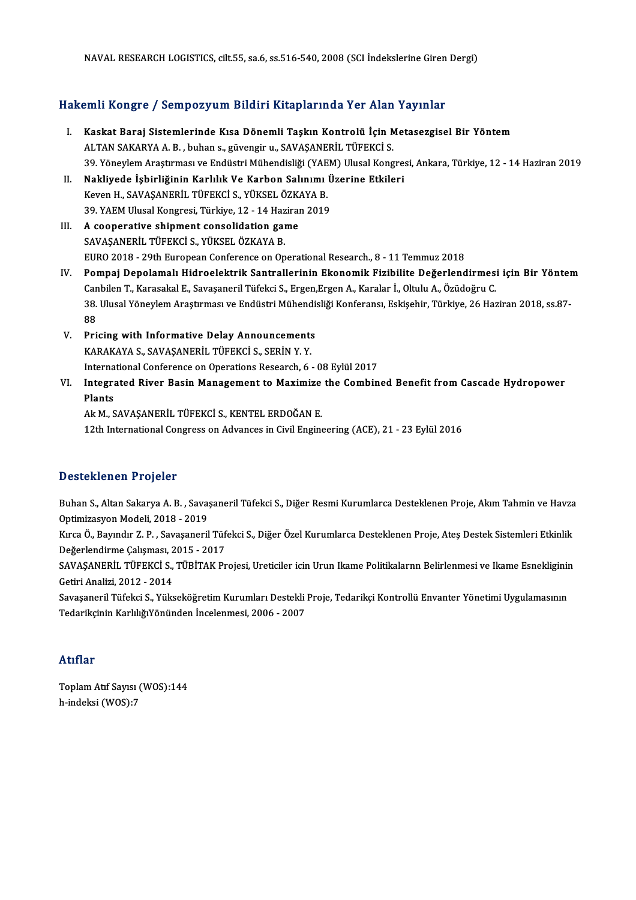NAVAL RESEARCH LOGISTICS, cilt.55, sa.6, ss.516-540, 2008 (SCI İndekslerine Giren Dergi)

## Hakemli Kongre / Sempozyum Bildiri Kitaplarında Yer Alan Yayınlar

I. **Kaskat Baraj Sistemlerinde Kısa Dönemli Taşkın Kontrolü İçin Metasezgisel Bir Yöntem**
ALTAN SAKARYA A. B. , buhan s., güvengir u., SAVAŞANERİL TÜFEKCİ S.
39. Yöneylem Araştırması ve Endüstri Mühendisliği (YAEM) Ulusal Kongresi, Ankara, Türkiye, 12 - 14 Haziran 2019

II. **Nakliyede İşbirliğinin Karlılık Ve Karbon Salınımı Üzerine Etkileri**
Keven H., SAVAŞANERİL TÜFEKCİ S., YÜKSEL ÖZKAYA B.
39. YAEM Ulusal Kongresi, Türkiye, 12 - 14 Haziran 2019

III. **A cooperative shipment consolidation game**
SAVAŞANERİL TÜFEKCİ S., YÜKSEL ÖZKAYA B.
EURO 2018 - 29th European Conference on Operational Research., 8 - 11 Temmuz 2018

IV. **Pompaj Depolamalı Hidroelektrik Santrallerinin Ekonomik Fizibilite Değerlendirmesi için Bir Yöntem**
Canbilen T., Karasakal E., Savaşaneril Tüfekci S., Ergen,Ergen A., Karalar İ., Oltulu A., Özüdoğru C.
38. Ulusal Yöneylem Araştırması ve Endüstri Mühendisliği Konferansı, Eskişehir, Türkiye, 26 Haziran 2018, ss.87-88

V. **Pricing with Informative Delay Announcements**
KARAKAYA S., SAVAŞANERİL TÜFEKCİ S., SERİN Y. Y.
International Conference on Operations Research, 6 - 08 Eylül 2017

VI. **Integrated River Basin Management to Maximize the Combined Benefit from Cascade Hydropower Plants**
Ak M., SAVAŞANERİL TÜFEKCİ S., KENTEL ERDOĞAN E.
12th International Congress on Advances in Civil Engineering (ACE), 21 - 23 Eylül 2016

## Desteklenen Projeler

Buhan S., Altan Sakarya A. B. , Savaşaneril Tüfekci S., Diğer Resmi Kurumlarca Desteklenen Proje, Akım Tahmin ve Havza Optimizasyon Modeli, 2018 - 2019

Kırca Ö., Bayındır Z. P. , Savaşaneril Tüfekci S., Diğer Özel Kurumlarca Desteklenen Proje, Ateş Destek Sistemleri Etkinlik Değerlendirme Çalışması, 2015 - 2017

SAVAŞANERİL TÜFEKCİ S., TÜBİTAK Projesi, Ureticiler icin Urun Ikame Politikalarnn Belirlenmesi ve Ikame Esnekliginin Getiri Analizi, 2012 - 2014

Savaşaneril Tüfekci S., Yükseköğretim Kurumları Destekli Proje, Tedarikçi Kontrollü Envanter Yönetimi Uygulamasının Tedarikçinin KarlılığıYönünden İncelenmesi, 2006 - 2007

## Atıflar

Toplam Atıf Sayısı (WOS):144
h-indeksi (WOS):7